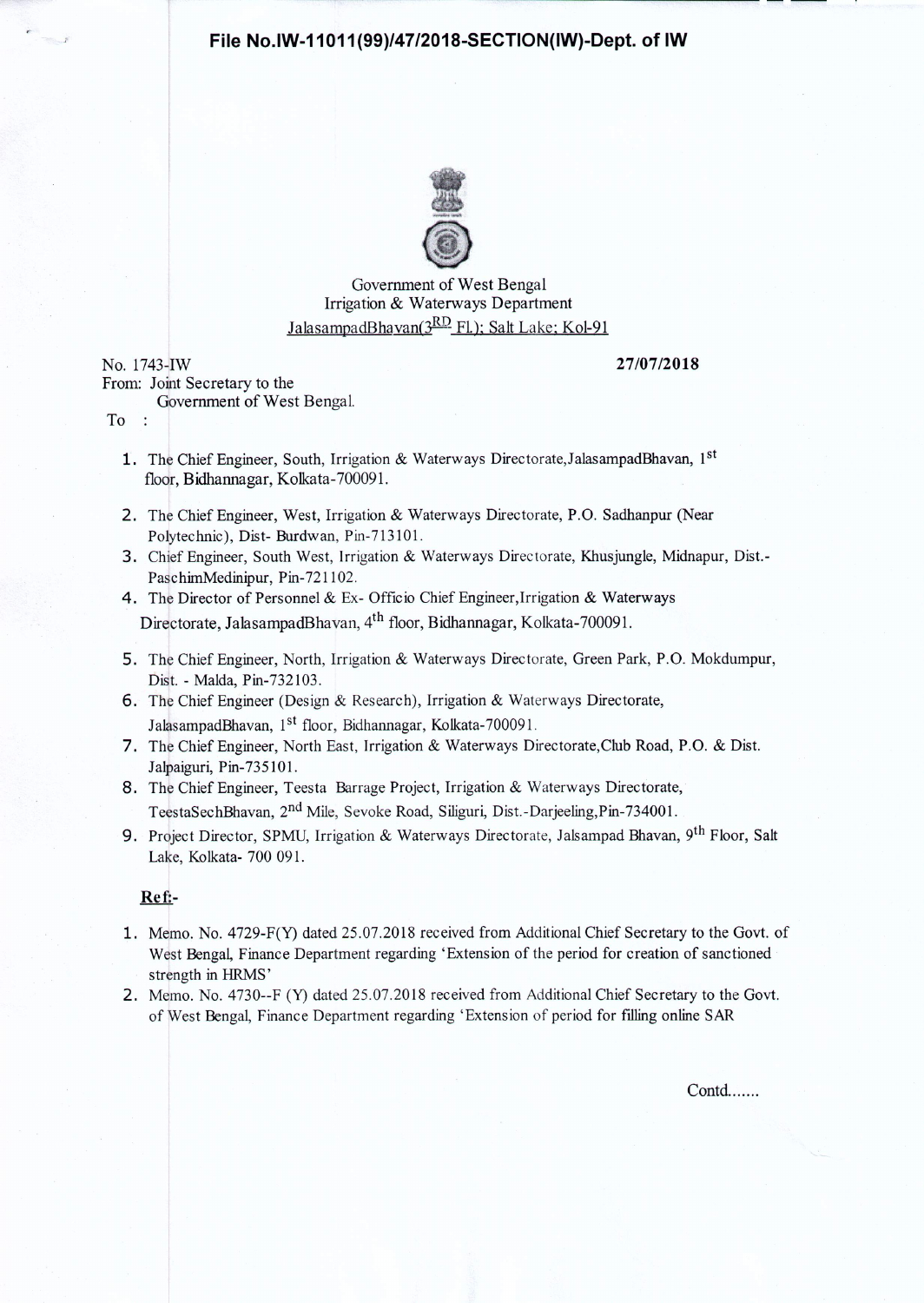**File No.IW-11011(99)/47/2018-SECTION(IW)-Dept. of IW**

Government of West Bengal
Irrigation & Waterways Department
JalasampadBhavan(3RD Fl.); Salt Lake; Kol-91

No. 1743-IW **27/07/2018**

From: Joint Secretary to the
Government of West Bengal.

To :

1. The Chief Engineer, South, Irrigation & Waterways Directorate,JalasampadBhavan, 1st floor, Bidhannagar, Kolkata-700091.
2. The Chief Engineer, West, Irrigation & Waterways Directorate, P.O. Sadhanpur (Near Polytechnic), Dist- Burdwan, Pin-713101.
3. Chief Engineer, South West, Irrigation & Waterways Directorate, Khusjungle, Midnapur, Dist.- PaschimMedinipur, Pin-721102.
4. The Director of Personnel & Ex- Officio Chief Engineer,Irrigation & Waterways Directorate, JalasampadBhavan, 4th floor, Bidhannagar, Kolkata-700091.
5. The Chief Engineer, North, Irrigation & Waterways Directorate, Green Park, P.O. Mokdumpur, Dist. - Malda, Pin-732103.
6. The Chief Engineer (Design & Research), Irrigation & Waterways Directorate, JalasampadBhavan, 1st floor, Bidhannagar, Kolkata-700091.
7. The Chief Engineer, North East, Irrigation & Waterways Directorate,Club Road, P.O. & Dist. Jalpaiguri, Pin-735101.
8. The Chief Engineer, Teesta Barrage Project, Irrigation & Waterways Directorate, TeestaSechBhavan, 2nd Mile, Sevoke Road, Siliguri, Dist.-Darjeeling,Pin-734001.
9. Project Director, SPMU, Irrigation & Waterways Directorate, Jalsampad Bhavan, 9th Floor, Salt Lake, Kolkata- 700 091.

**Ref:-**

1. Memo. No. 4729-F(Y) dated 25.07.2018 received from Additional Chief Secretary to the Govt. of West Bengal, Finance Department regarding 'Extension of the period for creation of sanctioned strength in HRMS'
2. Memo. No. 4730--F (Y) dated 25.07.2018 received from Additional Chief Secretary to the Govt. of West Bengal, Finance Department regarding 'Extension of period for filling online SAR

Contd.......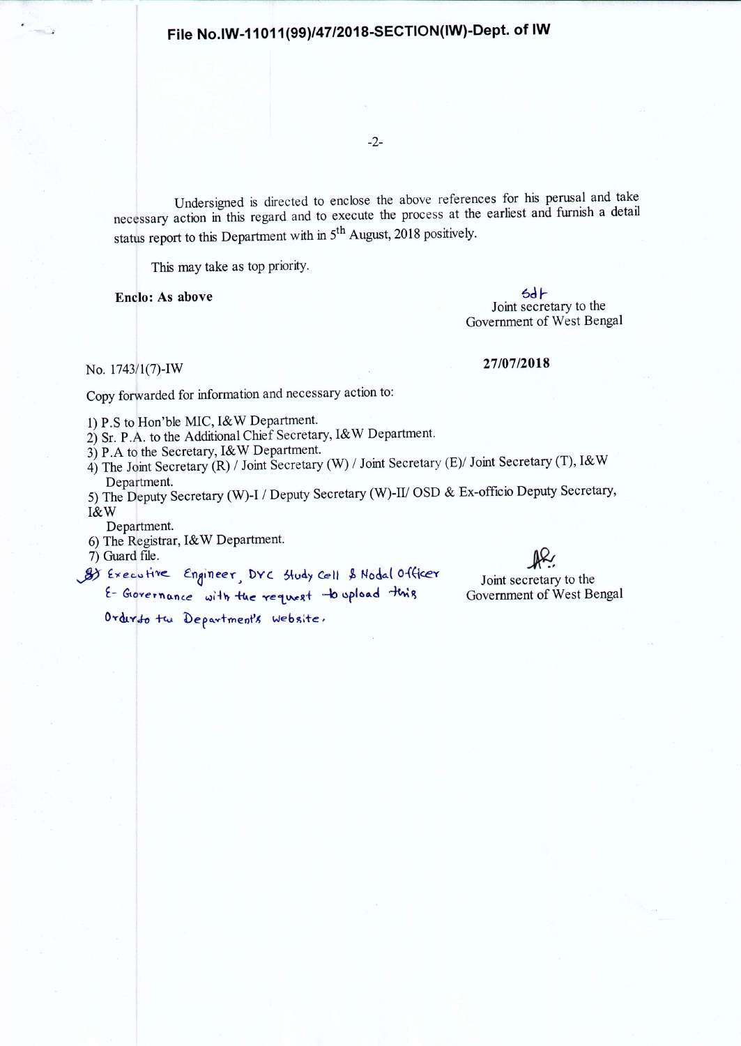File No.IW-11011(99)/47/2018-SECTION(IW)-Dept. of IW

Undersigned is directed to enclose the above references for his perusal and take necessary action in this regard and to execute the process at the earliest and furnish a detail status report to this Department with in 5th August, 2018 positively.

This may take as top priority.

**Enclo: As above**

Sd/-
Joint secretary to the
Government of West Bengal

No. 1743/1(7)-IW **27/07/2018**

Copy forwarded for information and necessary action to:

1) P.S to Hon'ble MIC, I&W Department.
2) Sr. P.A. to the Additional Chief Secretary, I&W Department.
3) P.A to the Secretary, I&W Department.
4) The Joint Secretary (R) / Joint Secretary (W) / Joint Secretary (E)/ Joint Secretary (T), I&W Department.
5) The Deputy Secretary (W)-I / Deputy Secretary (W)-II/ OSD & Ex-officio Deputy Secretary, I&W Department.
6) The Registrar, I&W Department.
7) Guard file.
8) Executive Engineer, DVC Study Cell & Nodal Officer E-Governance with the request to upload this Order to the Department's website.

Joint secretary to the
Government of West Bengal